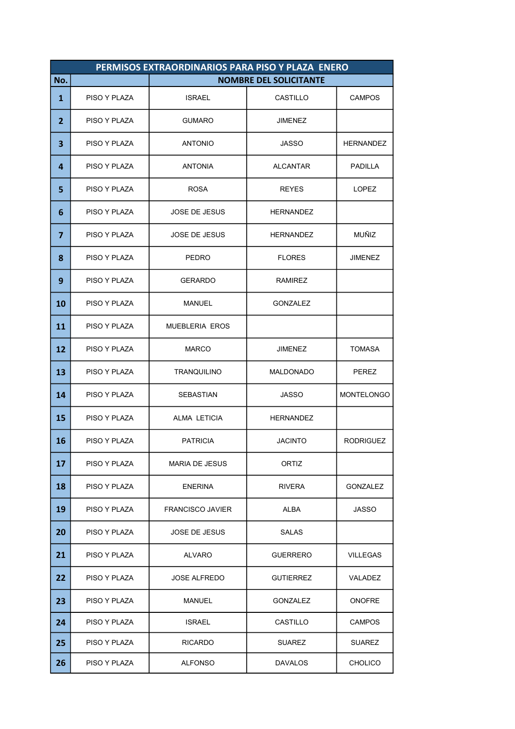| PERMISOS EXTRAORDINARIOS PARA PISO Y PLAZA ENERO | | | | |
|---|---|---|---|---|
| No. | | NOMBRE DEL SOLICITANTE | | |
| 1 | PISO Y PLAZA | ISRAEL | CASTILLO | CAMPOS |
| 2 | PISO Y PLAZA | GUMARO | JIMENEZ | |
| 3 | PISO Y PLAZA | ANTONIO | JASSO | HERNANDEZ |
| 4 | PISO Y PLAZA | ANTONIA | ALCANTAR | PADILLA |
| 5 | PISO Y PLAZA | ROSA | REYES | LOPEZ |
| 6 | PISO Y PLAZA | JOSE DE JESUS | HERNANDEZ | |
| 7 | PISO Y PLAZA | JOSE DE JESUS | HERNANDEZ | MUÑIZ |
| 8 | PISO Y PLAZA | PEDRO | FLORES | JIMENEZ |
| 9 | PISO Y PLAZA | GERARDO | RAMIREZ | |
| 10 | PISO Y PLAZA | MANUEL | GONZALEZ | |
| 11 | PISO Y PLAZA | MUEBLERIA EROS | | |
| 12 | PISO Y PLAZA | MARCO | JIMENEZ | TOMASA |
| 13 | PISO Y PLAZA | TRANQUILINO | MALDONADO | PEREZ |
| 14 | PISO Y PLAZA | SEBASTIAN | JASSO | MONTELONGO |
| 15 | PISO Y PLAZA | ALMA LETICIA | HERNANDEZ | |
| 16 | PISO Y PLAZA | PATRICIA | JACINTO | RODRIGUEZ |
| 17 | PISO Y PLAZA | MARIA DE JESUS | ORTIZ | |
| 18 | PISO Y PLAZA | ENERINA | RIVERA | GONZALEZ |
| 19 | PISO Y PLAZA | FRANCISCO JAVIER | ALBA | JASSO |
| 20 | PISO Y PLAZA | JOSE DE JESUS | SALAS | |
| 21 | PISO Y PLAZA | ALVARO | GUERRERO | VILLEGAS |
| 22 | PISO Y PLAZA | JOSE ALFREDO | GUTIERREZ | VALADEZ |
| 23 | PISO Y PLAZA | MANUEL | GONZALEZ | ONOFRE |
| 24 | PISO Y PLAZA | ISRAEL | CASTILLO | CAMPOS |
| 25 | PISO Y PLAZA | RICARDO | SUAREZ | SUAREZ |
| 26 | PISO Y PLAZA | ALFONSO | DAVALOS | CHOLICO |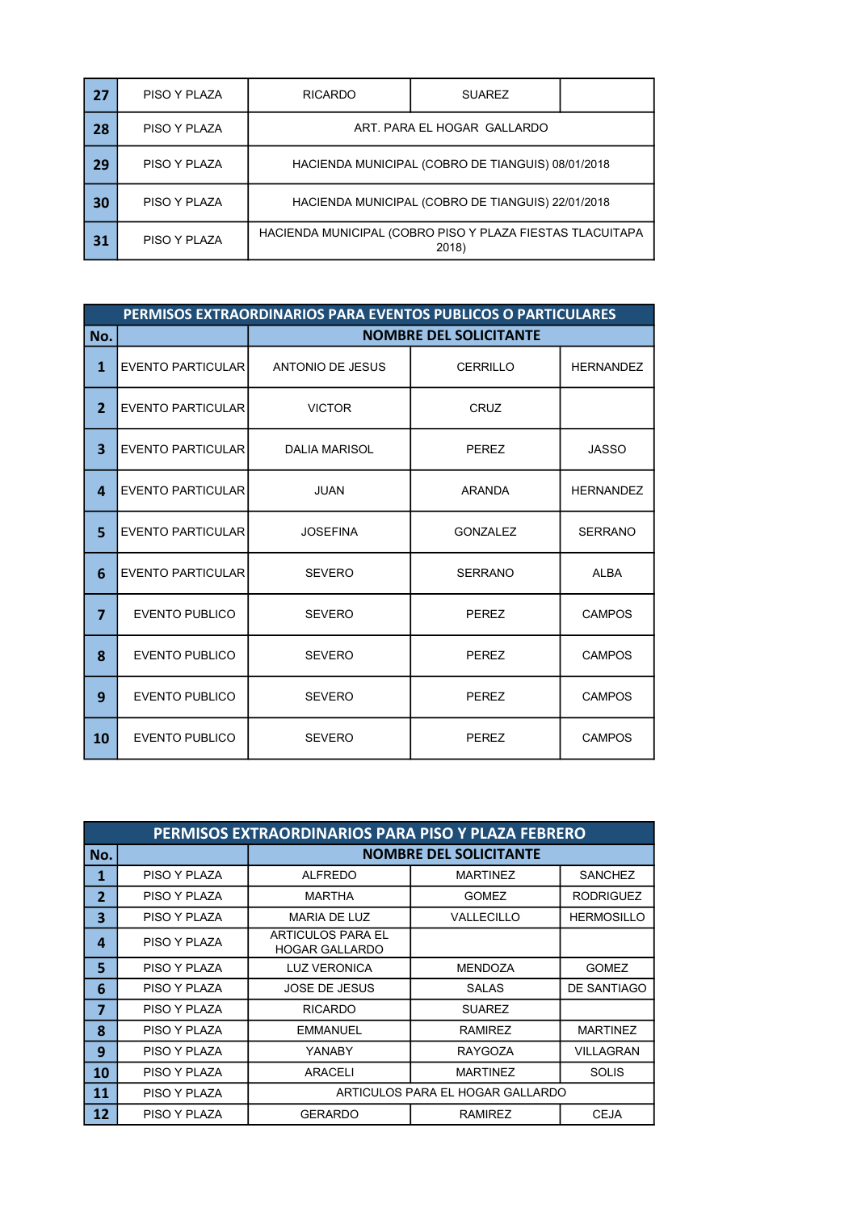| | | | | |
|---|---|---|---|---|
| 27 | PISO Y PLAZA | RICARDO | SUAREZ | |
| 28 | PISO Y PLAZA | ART. PARA EL HOGAR GALLARDO | | |
| 29 | PISO Y PLAZA | HACIENDA MUNICIPAL (COBRO DE TIANGUIS) 08/01/2018 | | |
| 30 | PISO Y PLAZA | HACIENDA MUNICIPAL (COBRO DE TIANGUIS) 22/01/2018 | | |
| 31 | PISO Y PLAZA | HACIENDA MUNICIPAL (COBRO PISO Y PLAZA FIESTAS TLACUITAPA 2018) | | |

| PERMISOS EXTRAORDINARIOS PARA EVENTOS PUBLICOS O PARTICULARES | | | | |
|---|---|---|---|---|
| **No.** | | **NOMBRE DEL SOLICITANTE** | | |
| 1 | EVENTO PARTICULAR | ANTONIO DE JESUS | CERRILLO | HERNANDEZ |
| 2 | EVENTO PARTICULAR | VICTOR | CRUZ | |
| 3 | EVENTO PARTICULAR | DALIA MARISOL | PEREZ | JASSO |
| 4 | EVENTO PARTICULAR | JUAN | ARANDA | HERNANDEZ |
| 5 | EVENTO PARTICULAR | JOSEFINA | GONZALEZ | SERRANO |
| 6 | EVENTO PARTICULAR | SEVERO | SERRANO | ALBA |
| 7 | EVENTO PUBLICO | SEVERO | PEREZ | CAMPOS |
| 8 | EVENTO PUBLICO | SEVERO | PEREZ | CAMPOS |
| 9 | EVENTO PUBLICO | SEVERO | PEREZ | CAMPOS |
| 10 | EVENTO PUBLICO | SEVERO | PEREZ | CAMPOS |

| PERMISOS EXTRAORDINARIOS PARA PISO Y PLAZA FEBRERO | | | | |
|---|---|---|---|---|
| **No.** | | **NOMBRE DEL SOLICITANTE** | | |
| 1 | PISO Y PLAZA | ALFREDO | MARTINEZ | SANCHEZ |
| 2 | PISO Y PLAZA | MARTHA | GOMEZ | RODRIGUEZ |
| 3 | PISO Y PLAZA | MARIA DE LUZ | VALLECILLO | HERMOSILLO |
| 4 | PISO Y PLAZA | ARTICULOS PARA EL HOGAR GALLARDO | | |
| 5 | PISO Y PLAZA | LUZ VERONICA | MENDOZA | GOMEZ |
| 6 | PISO Y PLAZA | JOSE DE JESUS | SALAS | DE SANTIAGO |
| 7 | PISO Y PLAZA | RICARDO | SUAREZ | |
| 8 | PISO Y PLAZA | EMMANUEL | RAMIREZ | MARTINEZ |
| 9 | PISO Y PLAZA | YANABY | RAYGOZA | VILLAGRAN |
| 10 | PISO Y PLAZA | ARACELI | MARTINEZ | SOLIS |
| 11 | PISO Y PLAZA | ARTICULOS PARA EL HOGAR GALLARDO | | |
| 12 | PISO Y PLAZA | GERARDO | RAMIREZ | CEJA |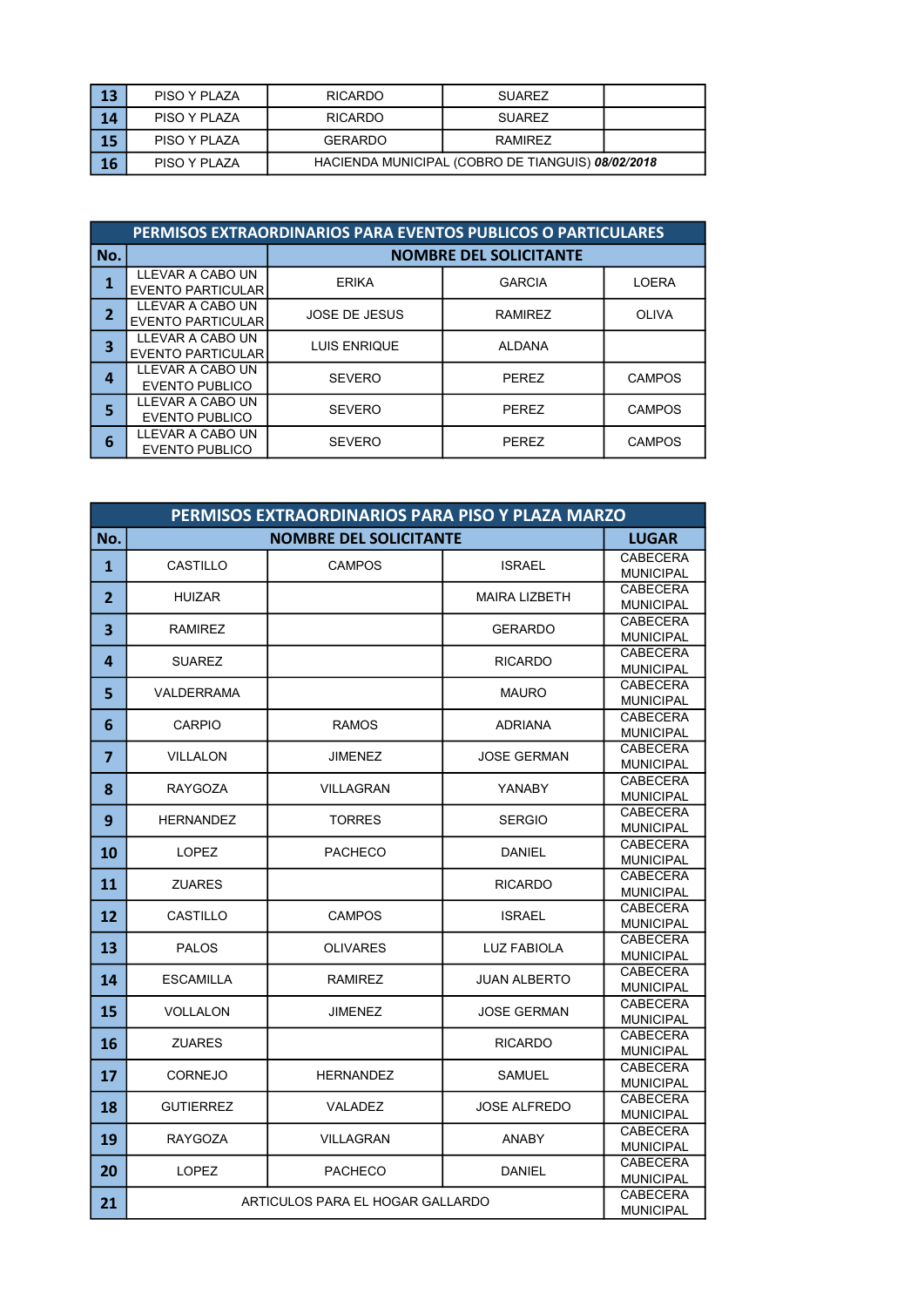| | | | | |
|---|---|---|---|---|
| 13 | PISO Y PLAZA | RICARDO | SUAREZ | |
| 14 | PISO Y PLAZA | RICARDO | SUAREZ | |
| 15 | PISO Y PLAZA | GERARDO | RAMIREZ | |
| 16 | PISO Y PLAZA | HACIENDA MUNICIPAL (COBRO DE TIANGUIS) ***08/02/2018*** | | |

| PERMISOS EXTRAORDINARIOS PARA EVENTOS PUBLICOS O PARTICULARES | | | | |
|---|---|---|---|---|
| **No.** | | **NOMBRE DEL SOLICITANTE** | | |
| 1 | LLEVAR A CABO UN EVENTO PARTICULAR | ERIKA | GARCIA | LOERA |
| 2 | LLEVAR A CABO UN EVENTO PARTICULAR | JOSE DE JESUS | RAMIREZ | OLIVA |
| 3 | LLEVAR A CABO UN EVENTO PARTICULAR | LUIS ENRIQUE | ALDANA | |
| 4 | LLEVAR A CABO UN EVENTO PUBLICO | SEVERO | PEREZ | CAMPOS |
| 5 | LLEVAR A CABO UN EVENTO PUBLICO | SEVERO | PEREZ | CAMPOS |
| 6 | LLEVAR A CABO UN EVENTO PUBLICO | SEVERO | PEREZ | CAMPOS |

| PERMISOS EXTRAORDINARIOS PARA PISO Y PLAZA MARZO | | | | |
|---|---|---|---|---|
| **No.** | **NOMBRE DEL SOLICITANTE** | | | **LUGAR** |
| 1 | CASTILLO | CAMPOS | ISRAEL | CABECERA MUNICIPAL |
| 2 | HUIZAR | | MAIRA LIZBETH | CABECERA MUNICIPAL |
| 3 | RAMIREZ | | GERARDO | CABECERA MUNICIPAL |
| 4 | SUAREZ | | RICARDO | CABECERA MUNICIPAL |
| 5 | VALDERRAMA | | MAURO | CABECERA MUNICIPAL |
| 6 | CARPIO | RAMOS | ADRIANA | CABECERA MUNICIPAL |
| 7 | VILLALON | JIMENEZ | JOSE GERMAN | CABECERA MUNICIPAL |
| 8 | RAYGOZA | VILLAGRAN | YANABY | CABECERA MUNICIPAL |
| 9 | HERNANDEZ | TORRES | SERGIO | CABECERA MUNICIPAL |
| 10 | LOPEZ | PACHECO | DANIEL | CABECERA MUNICIPAL |
| 11 | ZUARES | | RICARDO | CABECERA MUNICIPAL |
| 12 | CASTILLO | CAMPOS | ISRAEL | CABECERA MUNICIPAL |
| 13 | PALOS | OLIVARES | LUZ FABIOLA | CABECERA MUNICIPAL |
| 14 | ESCAMILLA | RAMIREZ | JUAN ALBERTO | CABECERA MUNICIPAL |
| 15 | VOLLALON | JIMENEZ | JOSE GERMAN | CABECERA MUNICIPAL |
| 16 | ZUARES | | RICARDO | CABECERA MUNICIPAL |
| 17 | CORNEJO | HERNANDEZ | SAMUEL | CABECERA MUNICIPAL |
| 18 | GUTIERREZ | VALADEZ | JOSE ALFREDO | CABECERA MUNICIPAL |
| 19 | RAYGOZA | VILLAGRAN | ANABY | CABECERA MUNICIPAL |
| 20 | LOPEZ | PACHECO | DANIEL | CABECERA MUNICIPAL |
| 21 | ARTICULOS PARA EL HOGAR GALLARDO | | | CABECERA MUNICIPAL |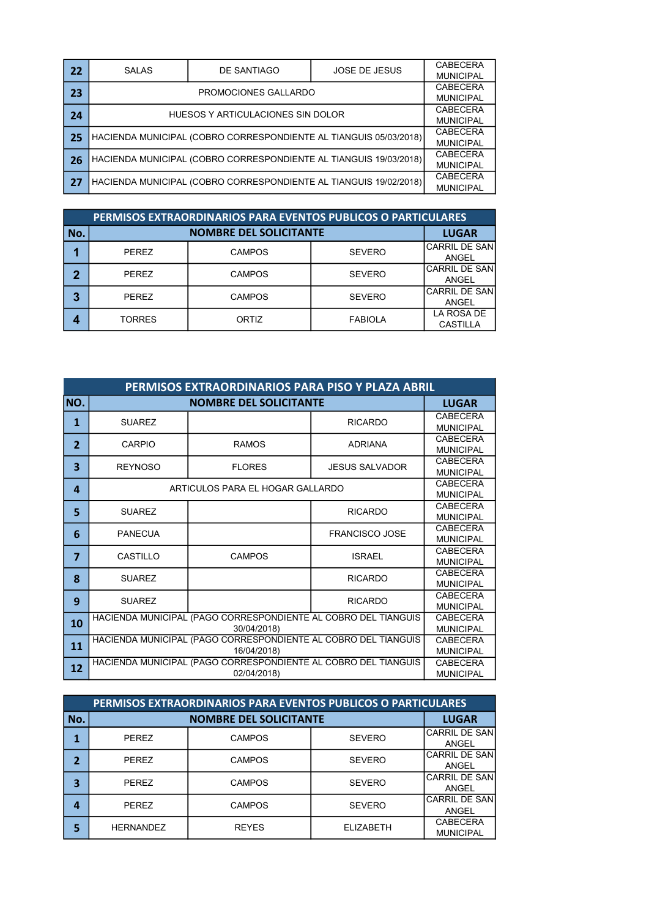| | | | | |
|---|---|---|---|---|
| **22** | SALAS | DE SANTIAGO | JOSE DE JESUS | CABECERA MUNICIPAL |
| **23** | PROMOCIONES GALLARDO | | | CABECERA MUNICIPAL |
| **24** | HUESOS Y ARTICULACIONES SIN DOLOR | | | CABECERA MUNICIPAL |
| **25** | HACIENDA MUNICIPAL (COBRO CORRESPONDIENTE AL TIANGUIS 05/03/2018) | | | CABECERA MUNICIPAL |
| **26** | HACIENDA MUNICIPAL (COBRO CORRESPONDIENTE AL TIANGUIS 19/03/2018) | | | CABECERA MUNICIPAL |
| **27** | HACIENDA MUNICIPAL (COBRO CORRESPONDIENTE AL TIANGUIS 19/02/2018) | | | CABECERA MUNICIPAL |

## PERMISOS EXTRAORDINARIOS PARA EVENTOS PUBLICOS O PARTICULARES

| No. | NOMBRE DEL SOLICITANTE | | | LUGAR |
|---|---|---|---|---|
| **1** | PEREZ | CAMPOS | SEVERO | CARRIL DE SAN ANGEL |
| **2** | PEREZ | CAMPOS | SEVERO | CARRIL DE SAN ANGEL |
| **3** | PEREZ | CAMPOS | SEVERO | CARRIL DE SAN ANGEL |
| **4** | TORRES | ORTIZ | FABIOLA | LA ROSA DE CASTILLA |

## PERMISOS EXTRAORDINARIOS PARA PISO Y PLAZA ABRIL

| NO. | NOMBRE DEL SOLICITANTE | | | LUGAR |
|---|---|---|---|---|
| **1** | SUAREZ | | RICARDO | CABECERA MUNICIPAL |
| **2** | CARPIO | RAMOS | ADRIANA | CABECERA MUNICIPAL |
| **3** | REYNOSO | FLORES | JESUS SALVADOR | CABECERA MUNICIPAL |
| **4** | ARTICULOS PARA EL HOGAR GALLARDO | | | CABECERA MUNICIPAL |
| **5** | SUAREZ | | RICARDO | CABECERA MUNICIPAL |
| **6** | PANECUA | | FRANCISCO JOSE | CABECERA MUNICIPAL |
| **7** | CASTILLO | CAMPOS | ISRAEL | CABECERA MUNICIPAL |
| **8** | SUAREZ | | RICARDO | CABECERA MUNICIPAL |
| **9** | SUAREZ | | RICARDO | CABECERA MUNICIPAL |
| **10** | HACIENDA MUNICIPAL (PAGO CORRESPONDIENTE AL COBRO DEL TIANGUIS 30/04/2018) | | | CABECERA MUNICIPAL |
| **11** | HACIENDA MUNICIPAL (PAGO CORRESPONDIENTE AL COBRO DEL TIANGUIS 16/04/2018) | | | CABECERA MUNICIPAL |
| **12** | HACIENDA MUNICIPAL (PAGO CORRESPONDIENTE AL COBRO DEL TIANGUIS 02/04/2018) | | | CABECERA MUNICIPAL |

## PERMISOS EXTRAORDINARIOS PARA EVENTOS PUBLICOS O PARTICULARES

| No. | NOMBRE DEL SOLICITANTE | | | LUGAR |
|---|---|---|---|---|
| **1** | PEREZ | CAMPOS | SEVERO | CARRIL DE SAN ANGEL |
| **2** | PEREZ | CAMPOS | SEVERO | CARRIL DE SAN ANGEL |
| **3** | PEREZ | CAMPOS | SEVERO | CARRIL DE SAN ANGEL |
| **4** | PEREZ | CAMPOS | SEVERO | CARRIL DE SAN ANGEL |
| **5** | HERNANDEZ | REYES | ELIZABETH | CABECERA MUNICIPAL |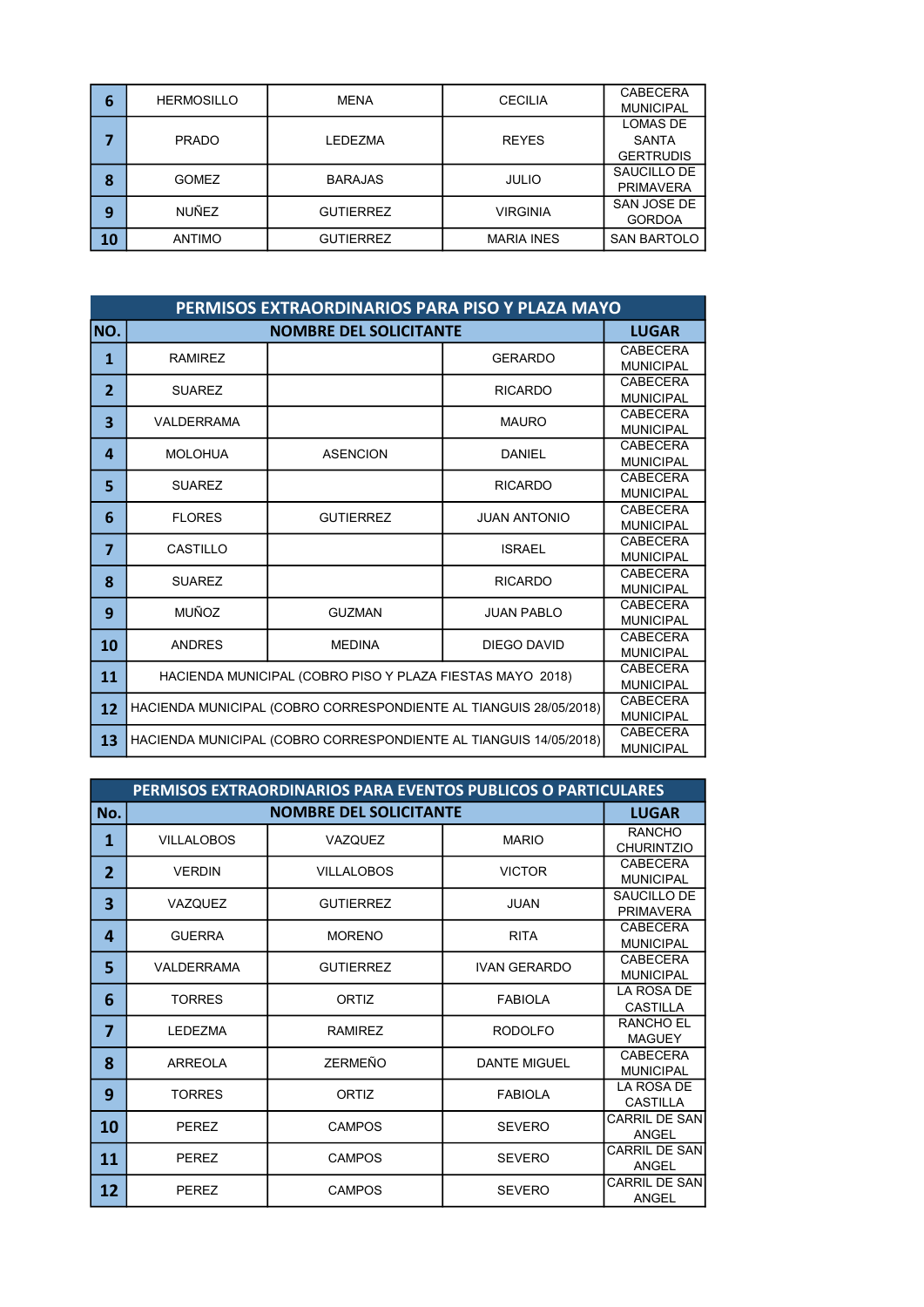| 6 | HERMOSILLO | MENA | CECILIA | CABECERA MUNICIPAL |
|---|---|---|---|---|
| 7 | PRADO | LEDEZMA | REYES | LOMAS DE SANTA GERTRUDIS |
| 8 | GOMEZ | BARAJAS | JULIO | SAUCILLO DE PRIMAVERA |
| 9 | NUÑEZ | GUTIERREZ | VIRGINIA | SAN JOSE DE GORDOA |
| 10 | ANTIMO | GUTIERREZ | MARIA INES | SAN BARTOLO |

| PERMISOS EXTRAORDINARIOS PARA PISO Y PLAZA MAYO | | | | |
|---|---|---|---|---|
| **NO.** | **NOMBRE DEL SOLICITANTE** | | | **LUGAR** |
| 1 | RAMIREZ | | GERARDO | CABECERA MUNICIPAL |
| 2 | SUAREZ | | RICARDO | CABECERA MUNICIPAL |
| 3 | VALDERRAMA | | MAURO | CABECERA MUNICIPAL |
| 4 | MOLOHUA | ASENCION | DANIEL | CABECERA MUNICIPAL |
| 5 | SUAREZ | | RICARDO | CABECERA MUNICIPAL |
| 6 | FLORES | GUTIERREZ | JUAN ANTONIO | CABECERA MUNICIPAL |
| 7 | CASTILLO | | ISRAEL | CABECERA MUNICIPAL |
| 8 | SUAREZ | | RICARDO | CABECERA MUNICIPAL |
| 9 | MUÑOZ | GUZMAN | JUAN PABLO | CABECERA MUNICIPAL |
| 10 | ANDRES | MEDINA | DIEGO DAVID | CABECERA MUNICIPAL |
| 11 | HACIENDA MUNICIPAL (COBRO PISO Y PLAZA FIESTAS MAYO 2018) | | | CABECERA MUNICIPAL |
| 12 | HACIENDA MUNICIPAL (COBRO CORRESPONDIENTE AL TIANGUIS 28/05/2018) | | | CABECERA MUNICIPAL |
| 13 | HACIENDA MUNICIPAL (COBRO CORRESPONDIENTE AL TIANGUIS 14/05/2018) | | | CABECERA MUNICIPAL |

| PERMISOS EXTRAORDINARIOS PARA EVENTOS PUBLICOS O PARTICULARES | | | | |
|---|---|---|---|---|
| **No.** | **NOMBRE DEL SOLICITANTE** | | | **LUGAR** |
| 1 | VILLALOBOS | VAZQUEZ | MARIO | RANCHO CHURINTZIO |
| 2 | VERDIN | VILLALOBOS | VICTOR | CABECERA MUNICIPAL |
| 3 | VAZQUEZ | GUTIERREZ | JUAN | SAUCILLO DE PRIMAVERA |
| 4 | GUERRA | MORENO | RITA | CABECERA MUNICIPAL |
| 5 | VALDERRAMA | GUTIERREZ | IVAN GERARDO | CABECERA MUNICIPAL |
| 6 | TORRES | ORTIZ | FABIOLA | LA ROSA DE CASTILLA |
| 7 | LEDEZMA | RAMIREZ | RODOLFO | RANCHO EL MAGUEY |
| 8 | ARREOLA | ZERMEÑO | DANTE MIGUEL | CABECERA MUNICIPAL |
| 9 | TORRES | ORTIZ | FABIOLA | LA ROSA DE CASTILLA |
| 10 | PEREZ | CAMPOS | SEVERO | CARRIL DE SAN ANGEL |
| 11 | PEREZ | CAMPOS | SEVERO | CARRIL DE SAN ANGEL |
| 12 | PEREZ | CAMPOS | SEVERO | CARRIL DE SAN ANGEL |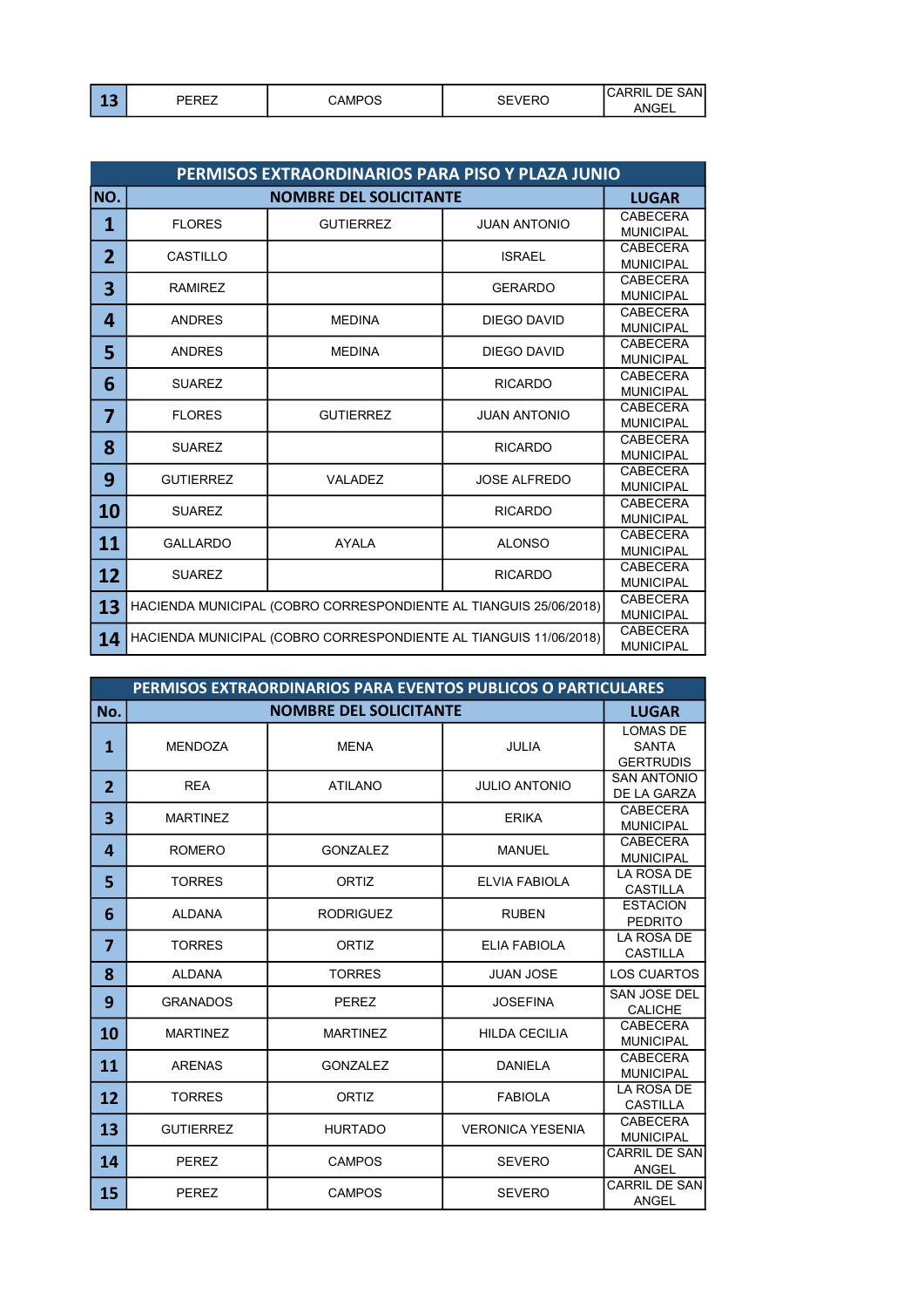| 13 | PEREZ | CAMPOS | SEVERO | CARRIL DE SAN ANGEL |
|---|---|---|---|---|

| PERMISOS EXTRAORDINARIOS PARA PISO Y PLAZA JUNIO | | | | |
|---|---|---|---|---|
| NO. | NOMBRE DEL SOLICITANTE | | | LUGAR |
| 1 | FLORES | GUTIERREZ | JUAN ANTONIO | CABECERA MUNICIPAL |
| 2 | CASTILLO | | ISRAEL | CABECERA MUNICIPAL |
| 3 | RAMIREZ | | GERARDO | CABECERA MUNICIPAL |
| 4 | ANDRES | MEDINA | DIEGO DAVID | CABECERA MUNICIPAL |
| 5 | ANDRES | MEDINA | DIEGO DAVID | CABECERA MUNICIPAL |
| 6 | SUAREZ | | RICARDO | CABECERA MUNICIPAL |
| 7 | FLORES | GUTIERREZ | JUAN ANTONIO | CABECERA MUNICIPAL |
| 8 | SUAREZ | | RICARDO | CABECERA MUNICIPAL |
| 9 | GUTIERREZ | VALADEZ | JOSE ALFREDO | CABECERA MUNICIPAL |
| 10 | SUAREZ | | RICARDO | CABECERA MUNICIPAL |
| 11 | GALLARDO | AYALA | ALONSO | CABECERA MUNICIPAL |
| 12 | SUAREZ | | RICARDO | CABECERA MUNICIPAL |
| 13 | HACIENDA MUNICIPAL (COBRO CORRESPONDIENTE AL TIANGUIS 25/06/2018) | | | CABECERA MUNICIPAL |
| 14 | HACIENDA MUNICIPAL (COBRO CORRESPONDIENTE AL TIANGUIS 11/06/2018) | | | CABECERA MUNICIPAL |

| PERMISOS EXTRAORDINARIOS PARA EVENTOS PUBLICOS O PARTICULARES | | | | |
|---|---|---|---|---|
| No. | NOMBRE DEL SOLICITANTE | | | LUGAR |
| 1 | MENDOZA | MENA | JULIA | LOMAS DE SANTA GERTRUDIS |
| 2 | REA | ATILANO | JULIO ANTONIO | SAN ANTONIO DE LA GARZA |
| 3 | MARTINEZ | | ERIKA | CABECERA MUNICIPAL |
| 4 | ROMERO | GONZALEZ | MANUEL | CABECERA MUNICIPAL |
| 5 | TORRES | ORTIZ | ELVIA FABIOLA | LA ROSA DE CASTILLA |
| 6 | ALDANA | RODRIGUEZ | RUBEN | ESTACION PEDRITO |
| 7 | TORRES | ORTIZ | ELIA FABIOLA | LA ROSA DE CASTILLA |
| 8 | ALDANA | TORRES | JUAN JOSE | LOS CUARTOS |
| 9 | GRANADOS | PEREZ | JOSEFINA | SAN JOSE DEL CALICHE |
| 10 | MARTINEZ | MARTINEZ | HILDA CECILIA | CABECERA MUNICIPAL |
| 11 | ARENAS | GONZALEZ | DANIELA | CABECERA MUNICIPAL |
| 12 | TORRES | ORTIZ | FABIOLA | LA ROSA DE CASTILLA |
| 13 | GUTIERREZ | HURTADO | VERONICA YESENIA | CABECERA MUNICIPAL |
| 14 | PEREZ | CAMPOS | SEVERO | CARRIL DE SAN ANGEL |
| 15 | PEREZ | CAMPOS | SEVERO | CARRIL DE SAN ANGEL |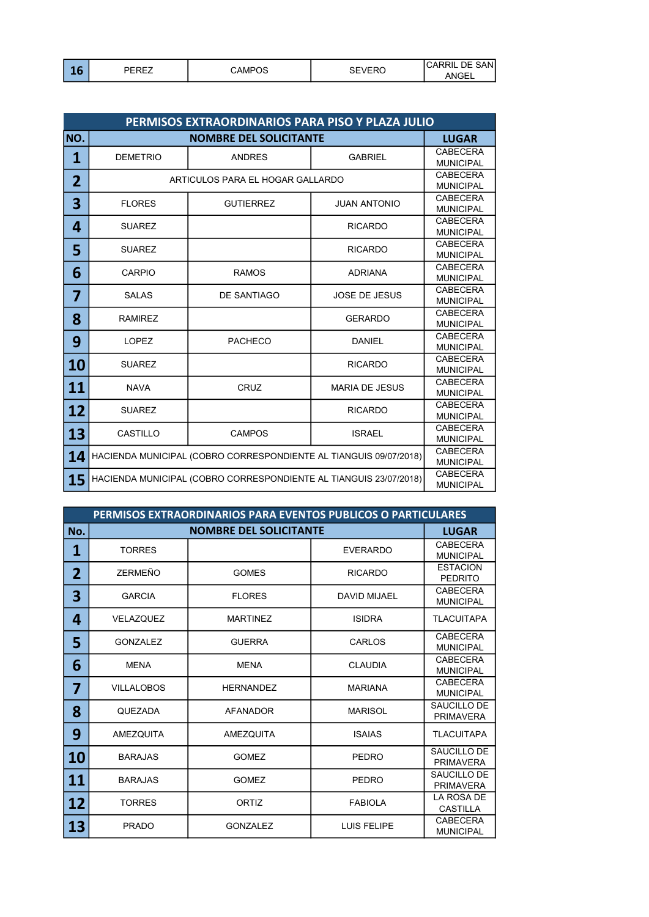| 16 | PEREZ | CAMPOS | SEVERO | CARRIL DE SAN ANGEL |
|---|---|---|---|---|

| PERMISOS EXTRAORDINARIOS PARA PISO Y PLAZA JULIO | | | | |
|---|---|---|---|---|
| **NO.** | **NOMBRE DEL SOLICITANTE** | | | **LUGAR** |
| **1** | DEMETRIO | ANDRES | GABRIEL | CABECERA MUNICIPAL |
| **2** | ARTICULOS PARA EL HOGAR GALLARDO | | | CABECERA MUNICIPAL |
| **3** | FLORES | GUTIERREZ | JUAN ANTONIO | CABECERA MUNICIPAL |
| **4** | SUAREZ | | RICARDO | CABECERA MUNICIPAL |
| **5** | SUAREZ | | RICARDO | CABECERA MUNICIPAL |
| **6** | CARPIO | RAMOS | ADRIANA | CABECERA MUNICIPAL |
| **7** | SALAS | DE SANTIAGO | JOSE DE JESUS | CABECERA MUNICIPAL |
| **8** | RAMIREZ | | GERARDO | CABECERA MUNICIPAL |
| **9** | LOPEZ | PACHECO | DANIEL | CABECERA MUNICIPAL |
| **10** | SUAREZ | | RICARDO | CABECERA MUNICIPAL |
| **11** | NAVA | CRUZ | MARIA DE JESUS | CABECERA MUNICIPAL |
| **12** | SUAREZ | | RICARDO | CABECERA MUNICIPAL |
| **13** | CASTILLO | CAMPOS | ISRAEL | CABECERA MUNICIPAL |
| **14** | HACIENDA MUNICIPAL (COBRO CORRESPONDIENTE AL TIANGUIS 09/07/2018) | | | CABECERA MUNICIPAL |
| **15** | HACIENDA MUNICIPAL (COBRO CORRESPONDIENTE AL TIANGUIS 23/07/2018) | | | CABECERA MUNICIPAL |

| PERMISOS EXTRAORDINARIOS PARA EVENTOS PUBLICOS O PARTICULARES | | | | |
|---|---|---|---|---|
| **No.** | **NOMBRE DEL SOLICITANTE** | | | **LUGAR** |
| **1** | TORRES | | EVERARDO | CABECERA MUNICIPAL |
| **2** | ZERMEÑO | GOMES | RICARDO | ESTACION PEDRITO |
| **3** | GARCIA | FLORES | DAVID MIJAEL | CABECERA MUNICIPAL |
| **4** | VELAZQUEZ | MARTINEZ | ISIDRA | TLACUITAPA |
| **5** | GONZALEZ | GUERRA | CARLOS | CABECERA MUNICIPAL |
| **6** | MENA | MENA | CLAUDIA | CABECERA MUNICIPAL |
| **7** | VILLALOBOS | HERNANDEZ | MARIANA | CABECERA MUNICIPAL |
| **8** | QUEZADA | AFANADOR | MARISOL | SAUCILLO DE PRIMAVERA |
| **9** | AMEZQUITA | AMEZQUITA | ISAIAS | TLACUITAPA |
| **10** | BARAJAS | GOMEZ | PEDRO | SAUCILLO DE PRIMAVERA |
| **11** | BARAJAS | GOMEZ | PEDRO | SAUCILLO DE PRIMAVERA |
| **12** | TORRES | ORTIZ | FABIOLA | LA ROSA DE CASTILLA |
| **13** | PRADO | GONZALEZ | LUIS FELIPE | CABECERA MUNICIPAL |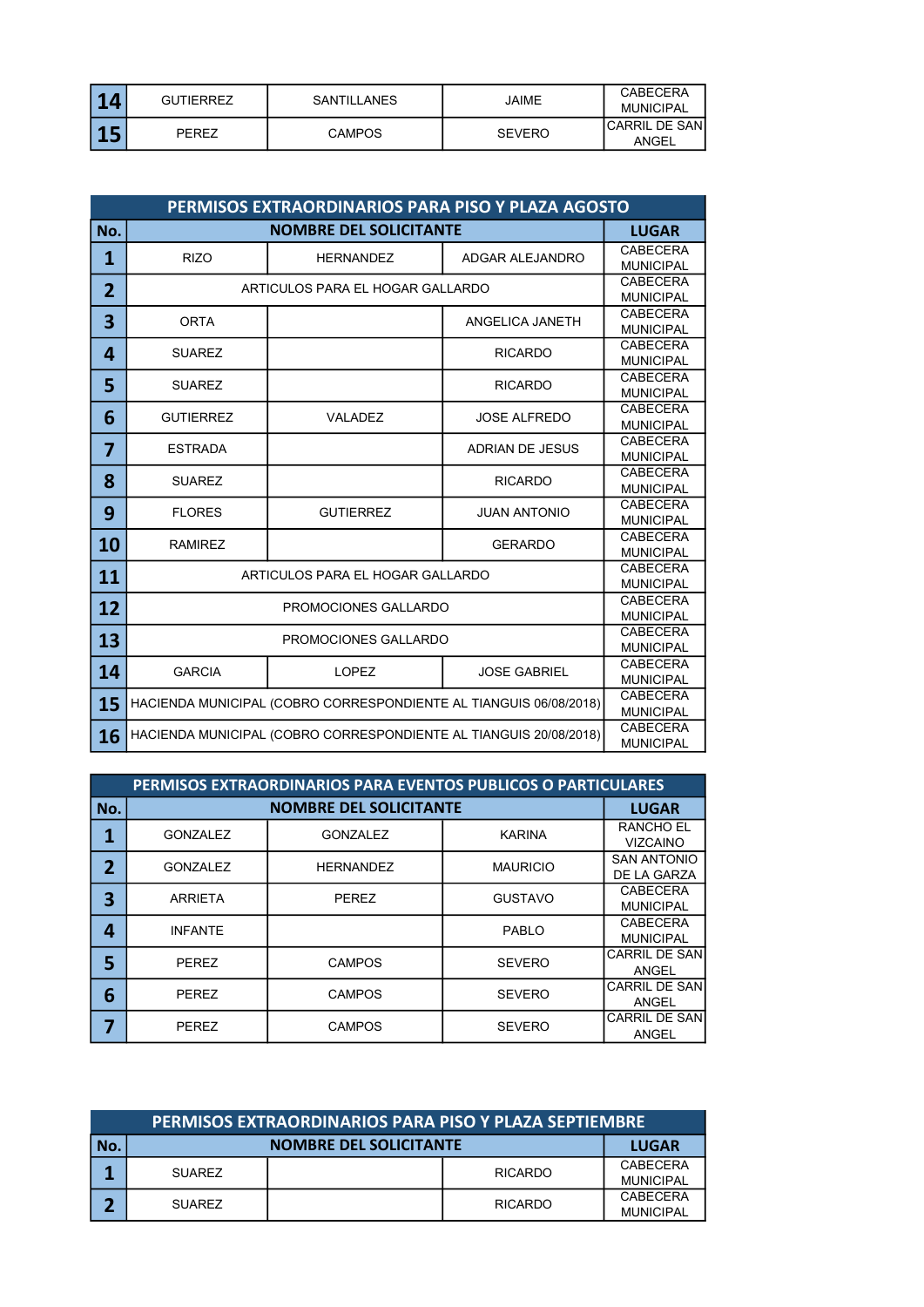| No. | | | | LUGAR |
|---|---|---|---|---|
| 14 | GUTIERREZ | SANTILLANES | JAIME | CABECERA MUNICIPAL |
| 15 | PEREZ | CAMPOS | SEVERO | CARRIL DE SAN ANGEL |

## PERMISOS EXTRAORDINARIOS PARA PISO Y PLAZA AGOSTO

| No. | NOMBRE DEL SOLICITANTE | | | LUGAR |
|---|---|---|---|---|
| 1 | RIZO | HERNANDEZ | ADGAR ALEJANDRO | CABECERA MUNICIPAL |
| 2 | ARTICULOS PARA EL HOGAR GALLARDO | | | CABECERA MUNICIPAL |
| 3 | ORTA | | ANGELICA JANETH | CABECERA MUNICIPAL |
| 4 | SUAREZ | | RICARDO | CABECERA MUNICIPAL |
| 5 | SUAREZ | | RICARDO | CABECERA MUNICIPAL |
| 6 | GUTIERREZ | VALADEZ | JOSE ALFREDO | CABECERA MUNICIPAL |
| 7 | ESTRADA | | ADRIAN DE JESUS | CABECERA MUNICIPAL |
| 8 | SUAREZ | | RICARDO | CABECERA MUNICIPAL |
| 9 | FLORES | GUTIERREZ | JUAN ANTONIO | CABECERA MUNICIPAL |
| 10 | RAMIREZ | | GERARDO | CABECERA MUNICIPAL |
| 11 | ARTICULOS PARA EL HOGAR GALLARDO | | | CABECERA MUNICIPAL |
| 12 | PROMOCIONES GALLARDO | | | CABECERA MUNICIPAL |
| 13 | PROMOCIONES GALLARDO | | | CABECERA MUNICIPAL |
| 14 | GARCIA | LOPEZ | JOSE GABRIEL | CABECERA MUNICIPAL |
| 15 | HACIENDA MUNICIPAL (COBRO CORRESPONDIENTE AL TIANGUIS 06/08/2018) | | | CABECERA MUNICIPAL |
| 16 | HACIENDA MUNICIPAL (COBRO CORRESPONDIENTE AL TIANGUIS 20/08/2018) | | | CABECERA MUNICIPAL |

## PERMISOS EXTRAORDINARIOS PARA EVENTOS PUBLICOS O PARTICULARES

| No. | NOMBRE DEL SOLICITANTE | | | LUGAR |
|---|---|---|---|---|
| 1 | GONZALEZ | GONZALEZ | KARINA | RANCHO EL VIZCAINO |
| 2 | GONZALEZ | HERNANDEZ | MAURICIO | SAN ANTONIO DE LA GARZA |
| 3 | ARRIETA | PEREZ | GUSTAVO | CABECERA MUNICIPAL |
| 4 | INFANTE | | PABLO | CABECERA MUNICIPAL |
| 5 | PEREZ | CAMPOS | SEVERO | CARRIL DE SAN ANGEL |
| 6 | PEREZ | CAMPOS | SEVERO | CARRIL DE SAN ANGEL |
| 7 | PEREZ | CAMPOS | SEVERO | CARRIL DE SAN ANGEL |

## PERMISOS EXTRAORDINARIOS PARA PISO Y PLAZA SEPTIEMBRE

| No. | NOMBRE DEL SOLICITANTE | | | LUGAR |
|---|---|---|---|---|
| 1 | SUAREZ | | RICARDO | CABECERA MUNICIPAL |
| 2 | SUAREZ | | RICARDO | CABECERA MUNICIPAL |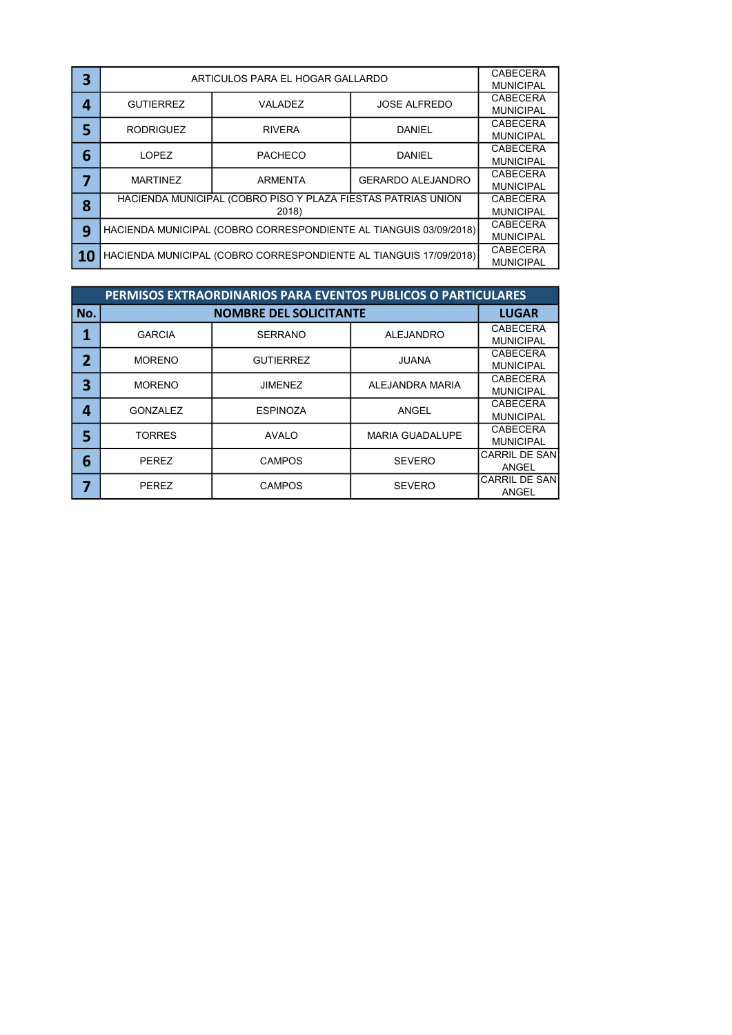| | | | | |
|---|---|---|---|---|
| 3 | ARTICULOS PARA EL HOGAR GALLARDO | | | CABECERA MUNICIPAL |
| 4 | GUTIERREZ | VALADEZ | JOSE ALFREDO | CABECERA MUNICIPAL |
| 5 | RODRIGUEZ | RIVERA | DANIEL | CABECERA MUNICIPAL |
| 6 | LOPEZ | PACHECO | DANIEL | CABECERA MUNICIPAL |
| 7 | MARTINEZ | ARMENTA | GERARDO ALEJANDRO | CABECERA MUNICIPAL |
| 8 | HACIENDA MUNICIPAL (COBRO PISO Y PLAZA FIESTAS PATRIAS UNION 2018) | | | CABECERA MUNICIPAL |
| 9 | HACIENDA MUNICIPAL (COBRO CORRESPONDIENTE AL TIANGUIS 03/09/2018) | | | CABECERA MUNICIPAL |
| 10 | HACIENDA MUNICIPAL (COBRO CORRESPONDIENTE AL TIANGUIS 17/09/2018) | | | CABECERA MUNICIPAL |

**PERMISOS EXTRAORDINARIOS PARA EVENTOS PUBLICOS O PARTICULARES**

| No. | NOMBRE DEL SOLICITANTE | | | LUGAR |
|---|---|---|---|---|
| 1 | GARCIA | SERRANO | ALEJANDRO | CABECERA MUNICIPAL |
| 2 | MORENO | GUTIERREZ | JUANA | CABECERA MUNICIPAL |
| 3 | MORENO | JIMENEZ | ALEJANDRA MARIA | CABECERA MUNICIPAL |
| 4 | GONZALEZ | ESPINOZA | ANGEL | CABECERA MUNICIPAL |
| 5 | TORRES | AVALO | MARIA GUADALUPE | CABECERA MUNICIPAL |
| 6 | PEREZ | CAMPOS | SEVERO | CARRIL DE SAN ANGEL |
| 7 | PEREZ | CAMPOS | SEVERO | CARRIL DE SAN ANGEL |